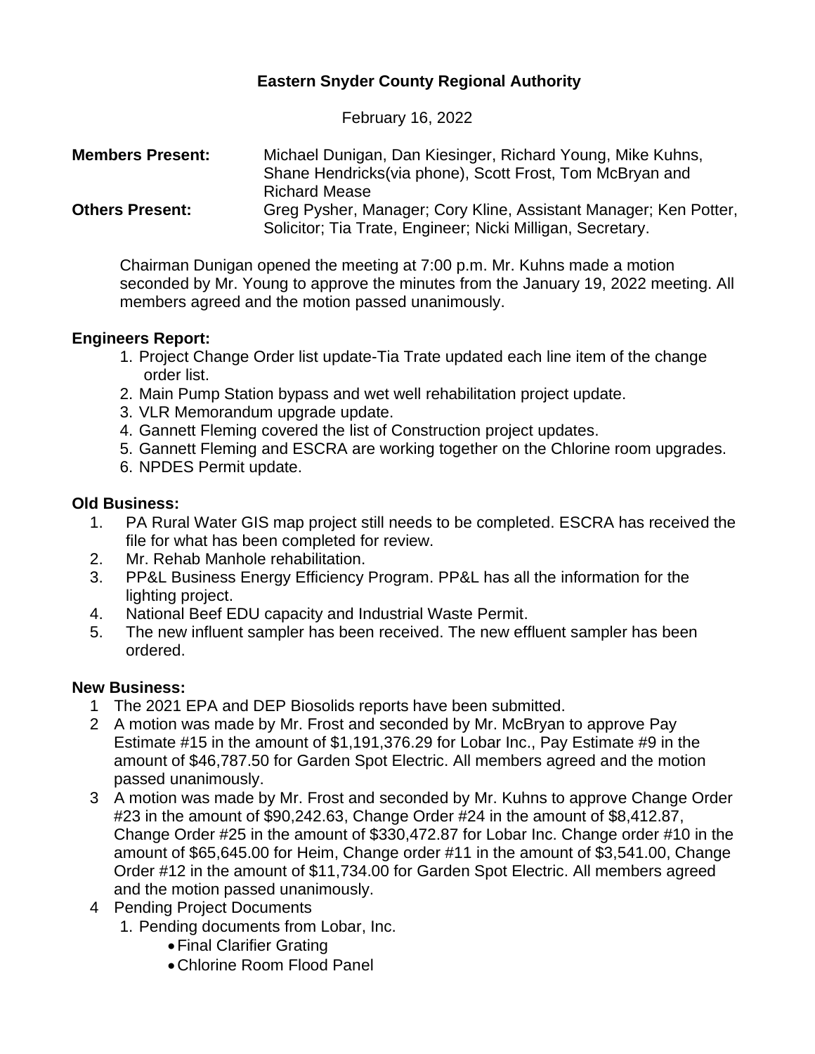# Eastern Snyder County Regional Authority

February 16, 2022

**Members Present:** Michael Dunigan, Dan Kiesinger, Richard Young, Mike Kuhns, Shane Hendricks(via phone), Scott Frost, Tom McBryan and Richard Mease

**Others Present:** Greg Pysher, Manager; Cory Kline, Assistant Manager; Ken Potter, Solicitor; Tia Trate, Engineer; Nicki Milligan, Secretary.

Chairman Dunigan opened the meeting at 7:00 p.m. Mr. Kuhns made a motion seconded by Mr. Young to approve the minutes from the January 19, 2022 meeting. All members agreed and the motion passed unanimously.

**Engineers Report:**

1. Project Change Order list update-Tia Trate updated each line item of the change order list.
2. Main Pump Station bypass and wet well rehabilitation project update.
3. VLR Memorandum upgrade update.
4. Gannett Fleming covered the list of Construction project updates.
5. Gannett Fleming and ESCRA are working together on the Chlorine room upgrades.
6. NPDES Permit update.

**Old Business:**

1. PA Rural Water GIS map project still needs to be completed. ESCRA has received the file for what has been completed for review.
2. Mr. Rehab Manhole rehabilitation.
3. PP&L Business Energy Efficiency Program. PP&L has all the information for the lighting project.
4. National Beef EDU capacity and Industrial Waste Permit.
5. The new influent sampler has been received. The new effluent sampler has been ordered.

**New Business:**

1. The 2021 EPA and DEP Biosolids reports have been submitted.
2. A motion was made by Mr. Frost and seconded by Mr. McBryan to approve Pay Estimate #15 in the amount of $1,191,376.29 for Lobar Inc., Pay Estimate #9 in the amount of $46,787.50 for Garden Spot Electric. All members agreed and the motion passed unanimously.
3. A motion was made by Mr. Frost and seconded by Mr. Kuhns to approve Change Order #23 in the amount of $90,242.63, Change Order #24 in the amount of $8,412.87, Change Order #25 in the amount of $330,472.87 for Lobar Inc. Change order #10 in the amount of $65,645.00 for Heim, Change order #11 in the amount of $3,541.00, Change Order #12 in the amount of $11,734.00 for Garden Spot Electric. All members agreed and the motion passed unanimously.
4. Pending Project Documents
   1. Pending documents from Lobar, Inc.
      - Final Clarifier Grating
      - Chlorine Room Flood Panel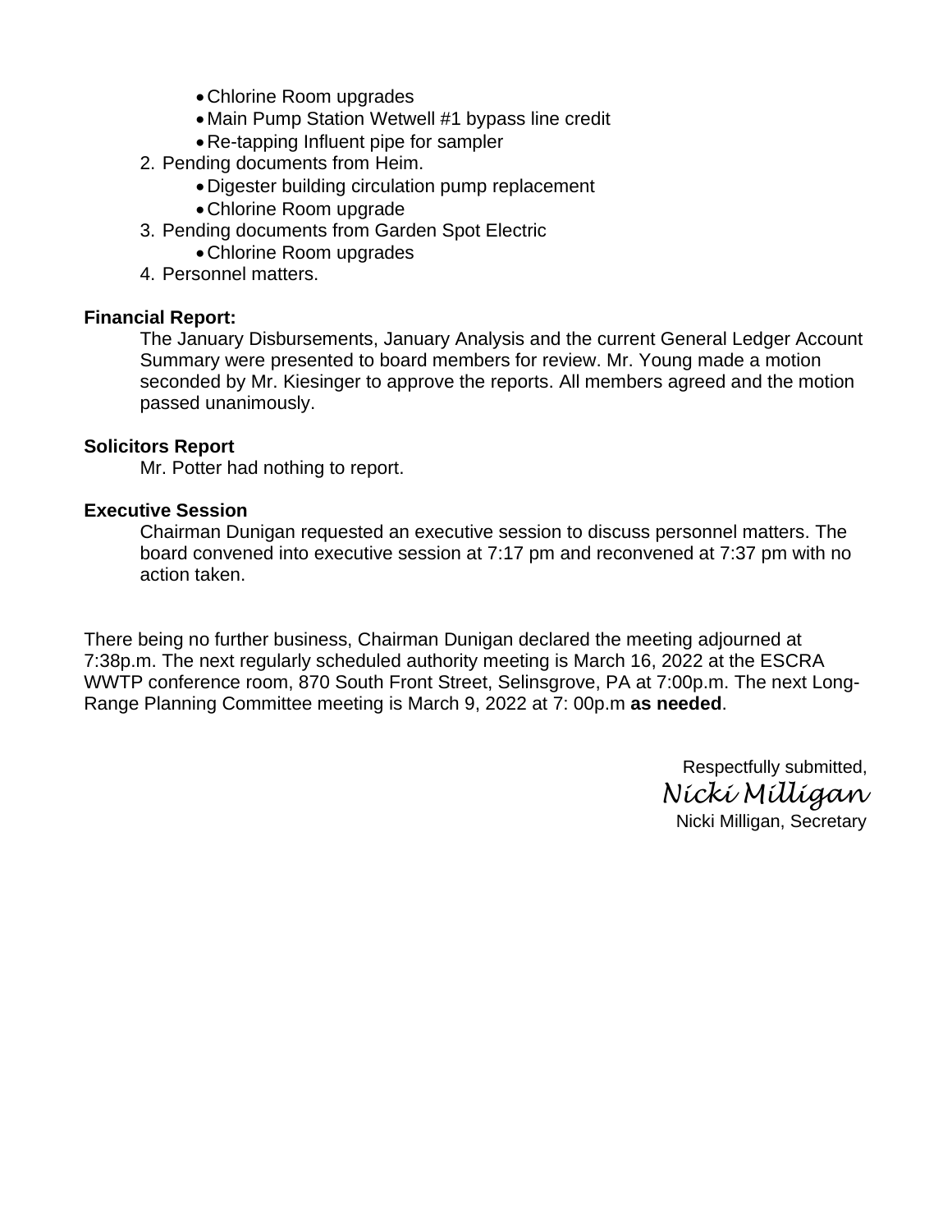- Chlorine Room upgrades
- Main Pump Station Wetwell #1 bypass line credit
- Re-tapping Influent pipe for sampler

2. Pending documents from Heim.
   - Digester building circulation pump replacement
   - Chlorine Room upgrade
3. Pending documents from Garden Spot Electric
   - Chlorine Room upgrades
4. Personnel matters.

**Financial Report:**

The January Disbursements, January Analysis and the current General Ledger Account Summary were presented to board members for review. Mr. Young made a motion seconded by Mr. Kiesinger to approve the reports. All members agreed and the motion passed unanimously.

**Solicitors Report**

Mr. Potter had nothing to report.

**Executive Session**

Chairman Dunigan requested an executive session to discuss personnel matters. The board convened into executive session at 7:17 pm and reconvened at 7:37 pm with no action taken.

There being no further business, Chairman Dunigan declared the meeting adjourned at 7:38p.m. The next regularly scheduled authority meeting is March 16, 2022 at the ESCRA WWTP conference room, 870 South Front Street, Selinsgrove, PA at 7:00p.m. The next Long-Range Planning Committee meeting is March 9, 2022 at 7: 00p.m **as needed**.

Respectfully submitted,

*Nicki Milligan*

Nicki Milligan, Secretary